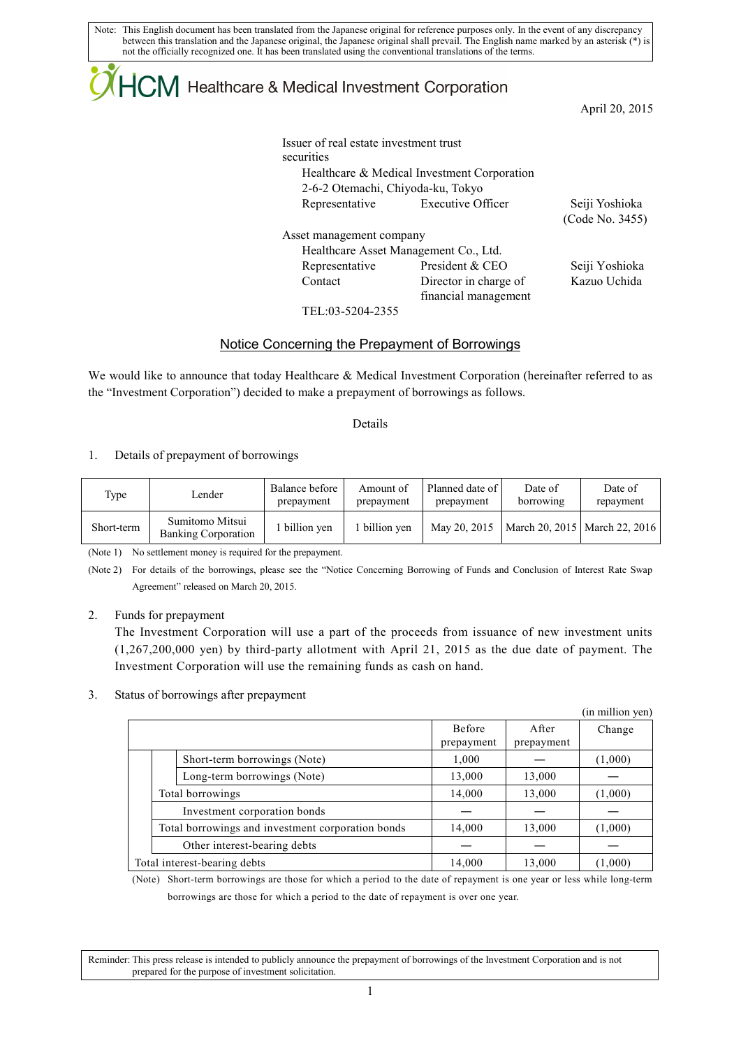Note: This English document has been translated from the Japanese original for reference purposes only. In the event of any discrepancy between this translation and the Japanese original, the Japanese original shall prevail. The English name marked by an asterisk (*) is not the officially recognized one. It has been translated using the conventional translations of the terms.

HCM Healthcare & Medical Investment Corporation

April 20, 2015

Issuer of real estate investment trust securities
Healthcare & Medical Investment Corporation
2-6-2 Otemachi, Chiyoda-ku, Tokyo
Representative Executive Officer Seiji Yoshioka
(Code No. 3455)

Asset management company
Healthcare Asset Management Co., Ltd.
Representative President & CEO Seiji Yoshioka
Contact Director in charge of financial management Kazuo Uchida
TEL:03-5204-2355

# Notice Concerning the Prepayment of Borrowings

We would like to announce that today Healthcare & Medical Investment Corporation (hereinafter referred to as the "Investment Corporation") decided to make a prepayment of borrowings as follows.

Details

1. Details of prepayment of borrowings

| Type | Lender | Balance before prepayment | Amount of prepayment | Planned date of prepayment | Date of borrowing | Date of repayment |
|---|---|---|---|---|---|---|
| Short-term | Sumitomo Mitsui Banking Corporation | 1 billion yen | 1 billion yen | May 20, 2015 | March 20, 2015 | March 22, 2016 |

(Note 1) No settlement money is required for the prepayment.

(Note 2) For details of the borrowings, please see the "Notice Concerning Borrowing of Funds and Conclusion of Interest Rate Swap Agreement" released on March 20, 2015.

2. Funds for prepayment
The Investment Corporation will use a part of the proceeds from issuance of new investment units (1,267,200,000 yen) by third-party allotment with April 21, 2015 as the due date of payment. The Investment Corporation will use the remaining funds as cash on hand.

3. Status of borrowings after prepayment

(in million yen)

| | Before prepayment | After prepayment | Change |
|---|---|---|---|
| Short-term borrowings (Note) | 1,000 | — | (1,000) |
| Long-term borrowings (Note) | 13,000 | 13,000 | — |
| Total borrowings | 14,000 | 13,000 | (1,000) |
| Investment corporation bonds | — | — | — |
| Total borrowings and investment corporation bonds | 14,000 | 13,000 | (1,000) |
| Other interest-bearing debts | — | — | — |
| Total interest-bearing debts | 14,000 | 13,000 | (1,000) |

(Note) Short-term borrowings are those for which a period to the date of repayment is one year or less while long-term borrowings are those for which a period to the date of repayment is over one year.

Reminder: This press release is intended to publicly announce the prepayment of borrowings of the Investment Corporation and is not prepared for the purpose of investment solicitation.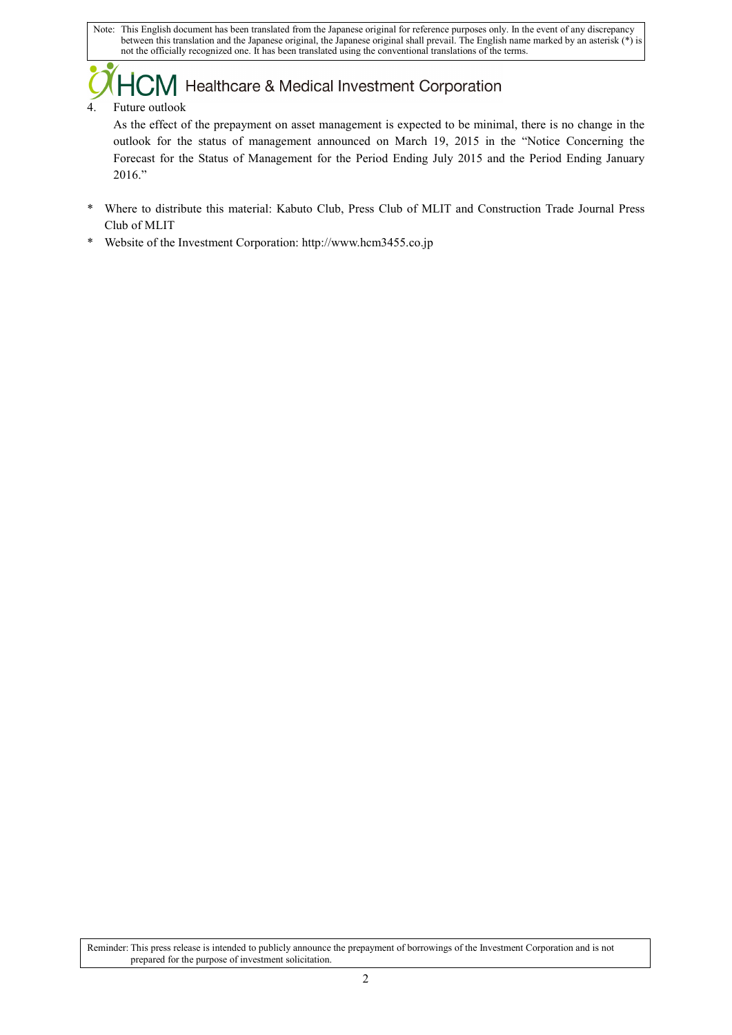4. Future outlook

As the effect of the prepayment on asset management is expected to be minimal, there is no change in the outlook for the status of management announced on March 19, 2015 in the "Notice Concerning the Forecast for the Status of Management for the Period Ending July 2015 and the Period Ending January 2016."

* Where to distribute this material: Kabuto Club, Press Club of MLIT and Construction Trade Journal Press Club of MLIT
* Website of the Investment Corporation: http://www.hcm3455.co.jp

Reminder: This press release is intended to publicly announce the prepayment of borrowings of the Investment Corporation and is not prepared for the purpose of investment solicitation.